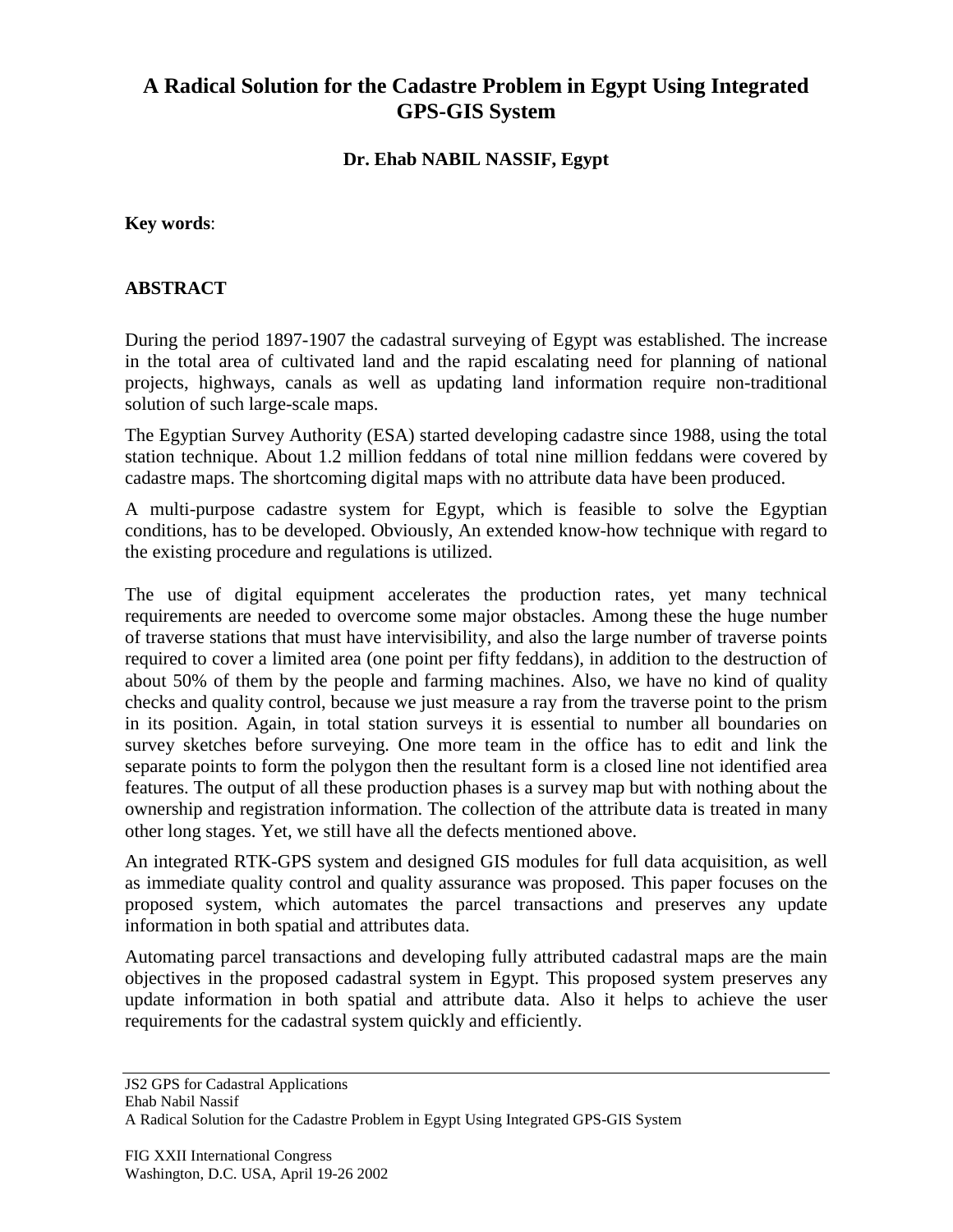# A Radical Solution for the Cadastre Problem in Egypt Using Integrated GPS-GIS System

**Dr. Ehab NABIL NASSIF, Egypt**

**Key words**:

## ABSTRACT

During the period 1897-1907 the cadastral surveying of Egypt was established. The increase in the total area of cultivated land and the rapid escalating need for planning of national projects, highways, canals as well as updating land information require non-traditional solution of such large-scale maps.

The Egyptian Survey Authority (ESA) started developing cadastre since 1988, using the total station technique. About 1.2 million feddans of total nine million feddans were covered by cadastre maps. The shortcoming digital maps with no attribute data have been produced.

A multi-purpose cadastre system for Egypt, which is feasible to solve the Egyptian conditions, has to be developed. Obviously, An extended know-how technique with regard to the existing procedure and regulations is utilized.

The use of digital equipment accelerates the production rates, yet many technical requirements are needed to overcome some major obstacles. Among these the huge number of traverse stations that must have intervisibility, and also the large number of traverse points required to cover a limited area (one point per fifty feddans), in addition to the destruction of about 50% of them by the people and farming machines. Also, we have no kind of quality checks and quality control, because we just measure a ray from the traverse point to the prism in its position. Again, in total station surveys it is essential to number all boundaries on survey sketches before surveying. One more team in the office has to edit and link the separate points to form the polygon then the resultant form is a closed line not identified area features. The output of all these production phases is a survey map but with nothing about the ownership and registration information. The collection of the attribute data is treated in many other long stages. Yet, we still have all the defects mentioned above.

An integrated RTK-GPS system and designed GIS modules for full data acquisition, as well as immediate quality control and quality assurance was proposed. This paper focuses on the proposed system, which automates the parcel transactions and preserves any update information in both spatial and attributes data.

Automating parcel transactions and developing fully attributed cadastral maps are the main objectives in the proposed cadastral system in Egypt. This proposed system preserves any update information in both spatial and attribute data. Also it helps to achieve the user requirements for the cadastral system quickly and efficiently.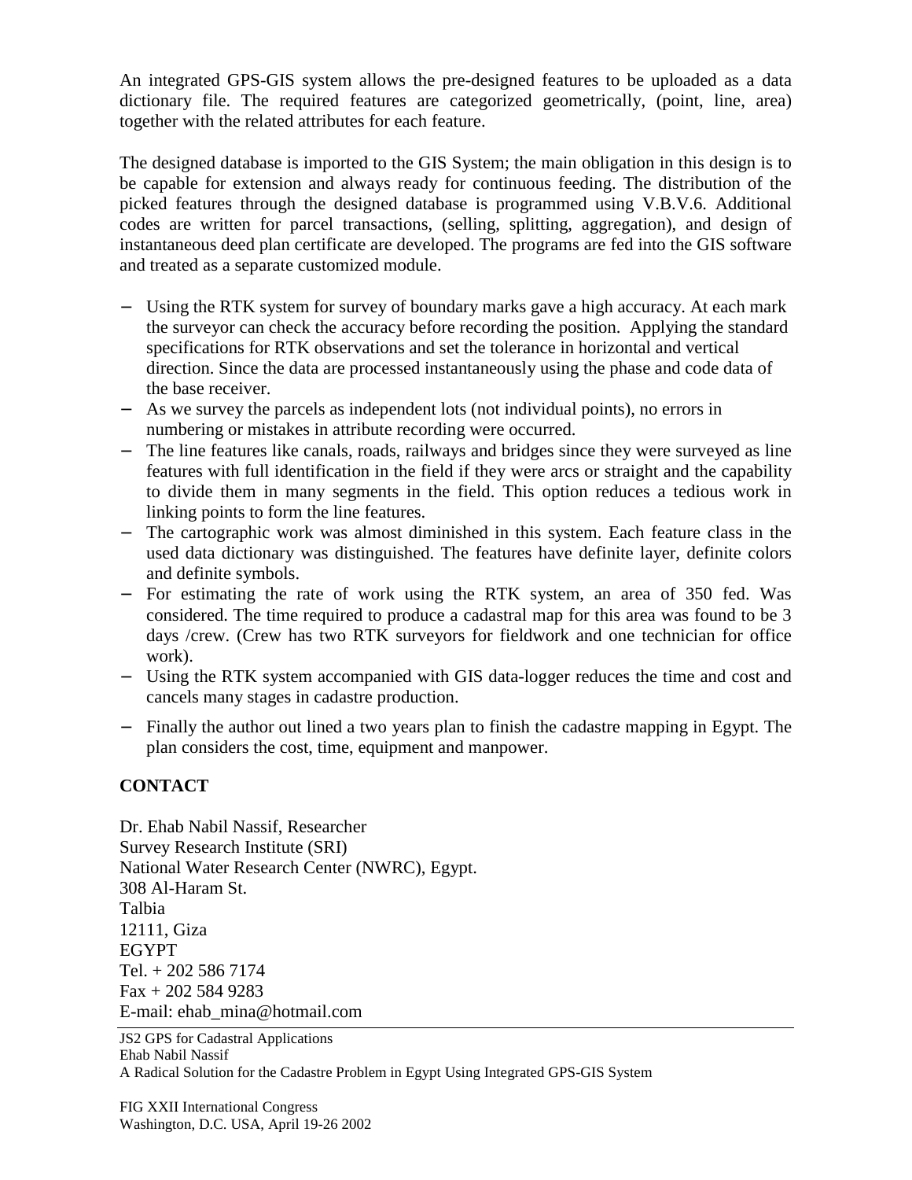An integrated GPS-GIS system allows the pre-designed features to be uploaded as a data dictionary file. The required features are categorized geometrically, (point, line, area) together with the related attributes for each feature.

The designed database is imported to the GIS System; the main obligation in this design is to be capable for extension and always ready for continuous feeding. The distribution of the picked features through the designed database is programmed using V.B.V.6. Additional codes are written for parcel transactions, (selling, splitting, aggregation), and design of instantaneous deed plan certificate are developed. The programs are fed into the GIS software and treated as a separate customized module.

- Using the RTK system for survey of boundary marks gave a high accuracy. At each mark the surveyor can check the accuracy before recording the position. Applying the standard specifications for RTK observations and set the tolerance in horizontal and vertical direction. Since the data are processed instantaneously using the phase and code data of the base receiver.
- As we survey the parcels as independent lots (not individual points), no errors in numbering or mistakes in attribute recording were occurred.
- The line features like canals, roads, railways and bridges since they were surveyed as line features with full identification in the field if they were arcs or straight and the capability to divide them in many segments in the field. This option reduces a tedious work in linking points to form the line features.
- The cartographic work was almost diminished in this system. Each feature class in the used data dictionary was distinguished. The features have definite layer, definite colors and definite symbols.
- For estimating the rate of work using the RTK system, an area of 350 fed. Was considered. The time required to produce a cadastral map for this area was found to be 3 days /crew. (Crew has two RTK surveyors for fieldwork and one technician for office work).
- Using the RTK system accompanied with GIS data-logger reduces the time and cost and cancels many stages in cadastre production.
- Finally the author out lined a two years plan to finish the cadastre mapping in Egypt. The plan considers the cost, time, equipment and manpower.

## CONTACT

Dr. Ehab Nabil Nassif, Researcher
Survey Research Institute (SRI)
National Water Research Center (NWRC), Egypt.
308 Al-Haram St.
Talbia
12111, Giza
EGYPT
Tel. + 202 586 7174
Fax + 202 584 9283
E-mail: ehab_mina@hotmail.com